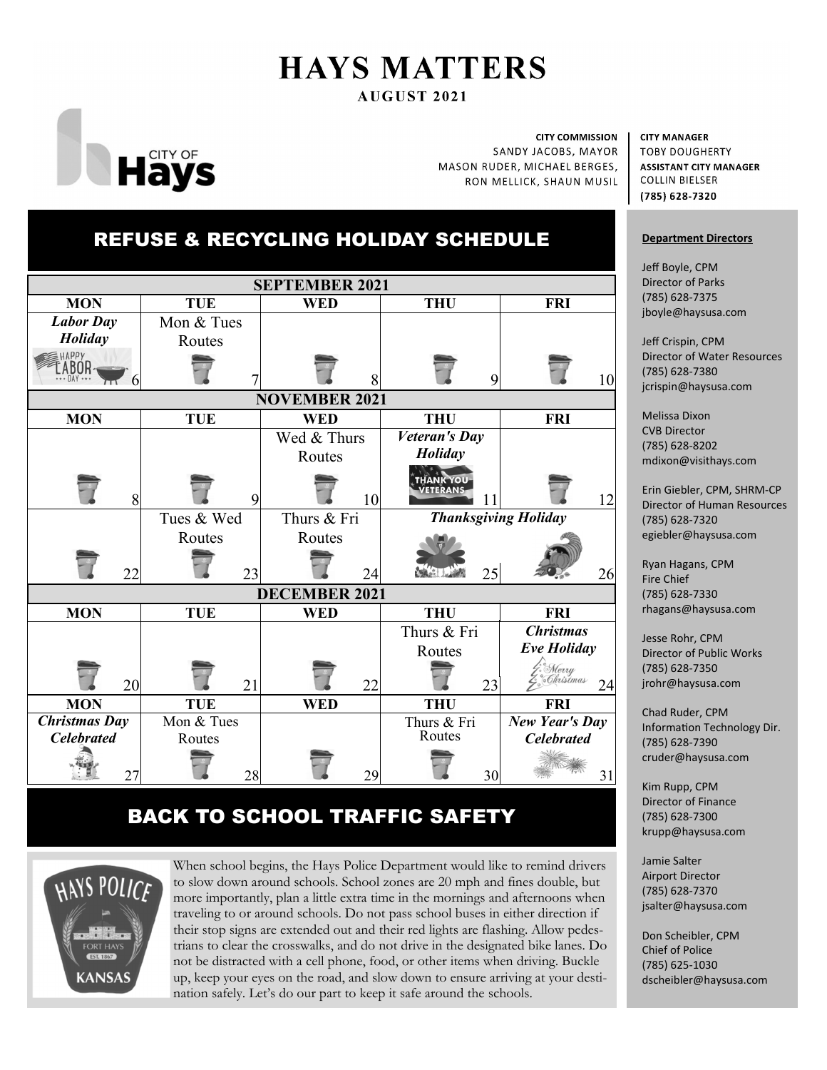# HAYS MATTERS

**AUGUST 2021**

City of Hays

**CITY COMMISSION**
SANDY JACOBS, MAYOR
MASON RUDER, MICHAEL BERGES,
RON MELLICK, SHAUN MUSIL

**CITY MANAGER**
TOBY DOUGHERTY
**ASSISTANT CITY MANAGER**
COLLIN BIELSER
(785) 628-7320

## REFUSE & RECYCLING HOLIDAY SCHEDULE

| SEPTEMBER 2021 | | | | |
|---|---|---|---|---|
| **MON** | **TUE** | **WED** | **THU** | **FRI** |
| ***Labor Day Holiday*** 6 | Mon & Tues Routes 7 | 8 | 9 | 10 |
| **NOVEMBER 2021** | | | | |
| **MON** | **TUE** | **WED** | **THU** | **FRI** |
| 8 | 9 | Wed & Thurs Routes 10 | ***Veteran's Day Holiday*** 11 | 12 |
| 22 | Tues & Wed Routes 23 | Thurs & Fri Routes 24 | ***Thanksgiving Holiday*** 25 | 26 |
| **DECEMBER 2021** | | | | |
| **MON** | **TUE** | **WED** | **THU** | **FRI** |
| 20 | 21 | 22 | Thurs & Fri Routes 23 | ***Christmas Eve Holiday*** 24 |
| **MON** | **TUE** | **WED** | **THU** | **FRI** |
| ***Christmas Day Celebrated*** 27 | Mon & Tues Routes 28 | 29 | Thurs & Fri Routes 30 | ***New Year's Day Celebrated*** 31 |

## BACK TO SCHOOL TRAFFIC SAFETY

When school begins, the Hays Police Department would like to remind drivers to slow down around schools. School zones are 20 mph and fines double, but more importantly, plan a little extra time in the mornings and afternoons when traveling to or around schools. Do not pass school buses in either direction if their stop signs are extended out and their red lights are flashing. Allow pedestrians to clear the crosswalks, and do not drive in the designated bike lanes. Do not be distracted with a cell phone, food, or other items when driving. Buckle up, keep your eyes on the road, and slow down to ensure arriving at your destination safely. Let's do our part to keep it safe around the schools.

**Department Directors**

Jeff Boyle, CPM
Director of Parks
(785) 628-7375
jboyle@haysusa.com

Jeff Crispin, CPM
Director of Water Resources
(785) 628-7380
jcrispin@haysusa.com

Melissa Dixon
CVB Director
(785) 628-8202
mdixon@visithays.com

Erin Giebler, CPM, SHRM-CP
Director of Human Resources
(785) 628-7320
egiebler@haysusa.com

Ryan Hagans, CPM
Fire Chief
(785) 628-7330
rhagans@haysusa.com

Jesse Rohr, CPM
Director of Public Works
(785) 628-7350
jrohr@haysusa.com

Chad Ruder, CPM
Information Technology Dir.
(785) 628-7390
cruder@haysusa.com

Kim Rupp, CPM
Director of Finance
(785) 628-7300
krupp@haysusa.com

Jamie Salter
Airport Director
(785) 628-7370
jsalter@haysusa.com

Don Scheibler, CPM
Chief of Police
(785) 625-1030
dscheibler@haysusa.com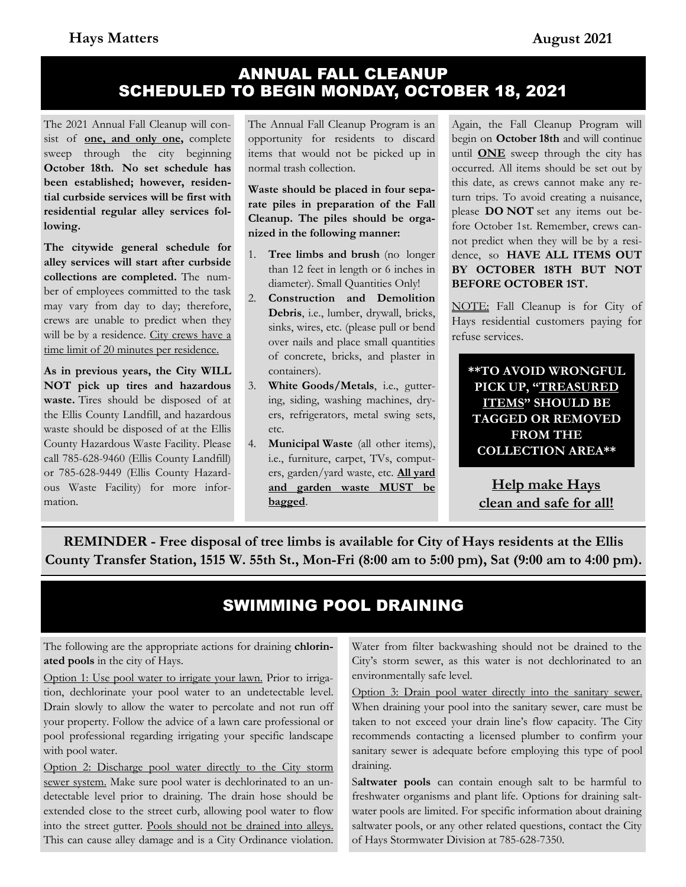## ANNUAL FALL CLEANUP SCHEDULED TO BEGIN MONDAY, OCTOBER 18, 2021

The 2021 Annual Fall Cleanup will consist of **one, and only one,** complete sweep through the city beginning **October 18th. No set schedule has been established; however, residential curbside services will be first with residential regular alley services following.**

**The citywide general schedule for alley services will start after curbside collections are completed.** The number of employees committed to the task may vary from day to day; therefore, crews are unable to predict when they will be by a residence. City crews have a time limit of 20 minutes per residence.

**As in previous years, the City WILL NOT pick up tires and hazardous waste.** Tires should be disposed of at the Ellis County Landfill, and hazardous waste should be disposed of at the Ellis County Hazardous Waste Facility. Please call 785-628-9460 (Ellis County Landfill) or 785-628-9449 (Ellis County Hazardous Waste Facility) for more information.

The Annual Fall Cleanup Program is an opportunity for residents to discard items that would not be picked up in normal trash collection.

**Waste should be placed in four separate piles in preparation of the Fall Cleanup. The piles should be organized in the following manner:**

1. **Tree limbs and brush** (no longer than 12 feet in length or 6 inches in diameter). Small Quantities Only!
2. **Construction and Demolition Debris**, i.e., lumber, drywall, bricks, sinks, wires, etc. (please pull or bend over nails and place small quantities of concrete, bricks, and plaster in containers).
3. **White Goods/Metals**, i.e., guttering, siding, washing machines, dryers, refrigerators, metal swing sets, etc.
4. **Municipal Waste** (all other items), i.e., furniture, carpet, TVs, computers, garden/yard waste, etc. **All yard and garden waste MUST be bagged**.

Again, the Fall Cleanup Program will begin on **October 18th** and will continue until **ONE** sweep through the city has occurred. All items should be set out by this date, as crews cannot make any return trips. To avoid creating a nuisance, please **DO NOT** set any items out before October 1st. Remember, crews cannot predict when they will be by a residence, so **HAVE ALL ITEMS OUT BY OCTOBER 18TH BUT NOT BEFORE OCTOBER 1ST.**

NOTE: Fall Cleanup is for City of Hays residential customers paying for refuse services.

**\*\*TO AVOID WRONGFUL PICK UP, "TREASURED ITEMS" SHOULD BE TAGGED OR REMOVED FROM THE COLLECTION AREA\*\***

**Help make Hays clean and safe for all!**

**REMINDER - Free disposal of tree limbs is available for City of Hays residents at the Ellis County Transfer Station, 1515 W. 55th St., Mon-Fri (8:00 am to 5:00 pm), Sat (9:00 am to 4:00 pm).**

## SWIMMING POOL DRAINING

The following are the appropriate actions for draining **chlorinated pools** in the city of Hays.

Option 1: Use pool water to irrigate your lawn. Prior to irrigation, dechlorinate your pool water to an undetectable level. Drain slowly to allow the water to percolate and not run off your property. Follow the advice of a lawn care professional or pool professional regarding irrigating your specific landscape with pool water.

Option 2: Discharge pool water directly to the City storm sewer system. Make sure pool water is dechlorinated to an undetectable level prior to draining. The drain hose should be extended close to the street curb, allowing pool water to flow into the street gutter. Pools should not be drained into alleys. This can cause alley damage and is a City Ordinance violation. Water from filter backwashing should not be drained to the City's storm sewer, as this water is not dechlorinated to an environmentally safe level.

Option 3: Drain pool water directly into the sanitary sewer. When draining your pool into the sanitary sewer, care must be taken to not exceed your drain line's flow capacity. The City recommends contacting a licensed plumber to confirm your sanitary sewer is adequate before employing this type of pool draining.

**Saltwater pools** can contain enough salt to be harmful to freshwater organisms and plant life. Options for draining saltwater pools are limited. For specific information about draining saltwater pools, or any other related questions, contact the City of Hays Stormwater Division at 785-628-7350.